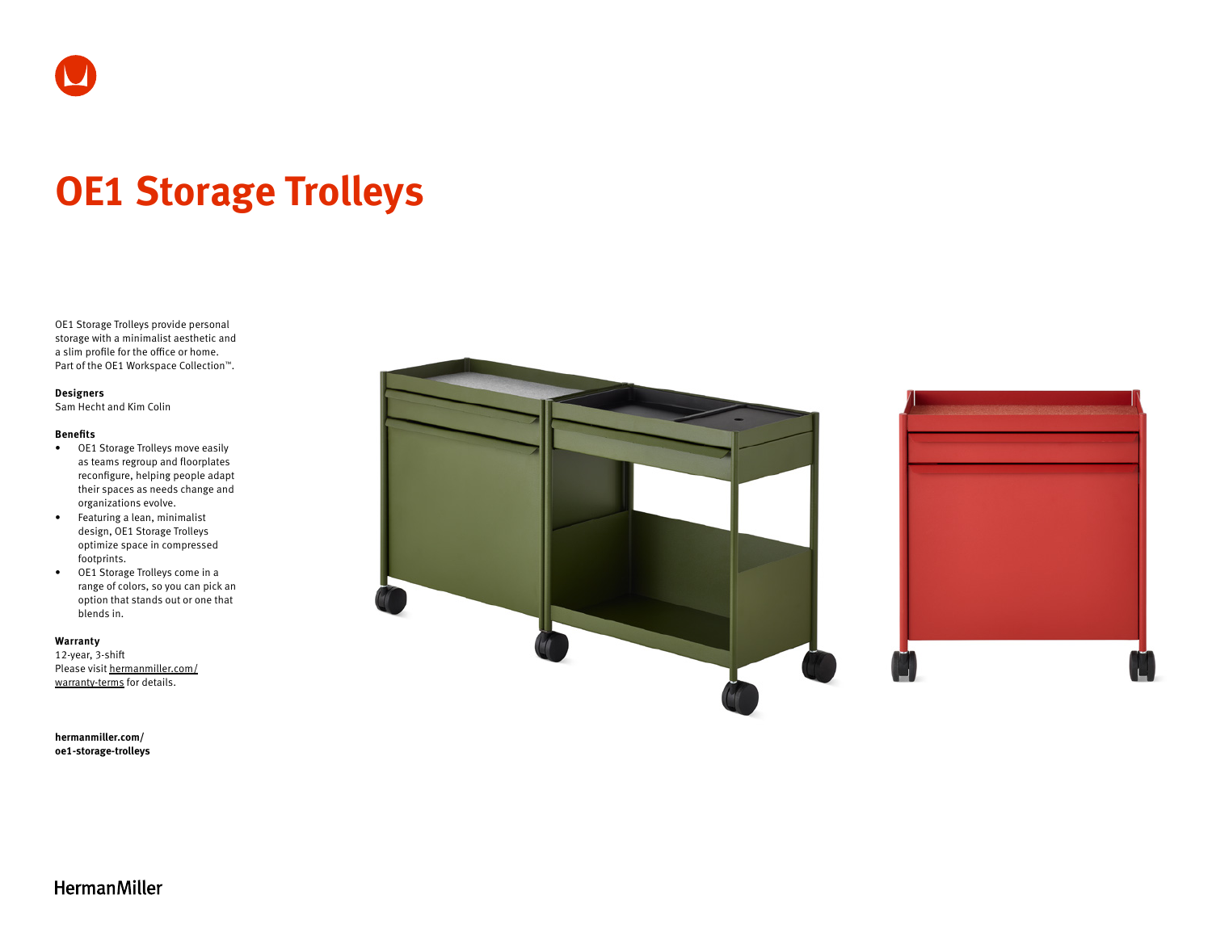# OE1 Storage Trolleys

OE1 Storage Trolleys provide personal storage with a minimalist aesthetic and a slim profile for the office or home. Part of the OE1 Workspace Collection™.

**Designers**
Sam Hecht and Kim Colin

**Benefits**

- OE1 Storage Trolleys move easily as teams regroup and floorplates reconfigure, helping people adapt their spaces as needs change and organizations evolve.
- Featuring a lean, minimalist design, OE1 Storage Trolleys optimize space in compressed footprints.
- OE1 Storage Trolleys come in a range of colors, so you can pick an option that stands out or one that blends in.

**Warranty**
12-year, 3-shift
Please visit hermanmiller.com/warranty-terms for details.

**hermanmiller.com/oe1-storage-trolleys**

HermanMiller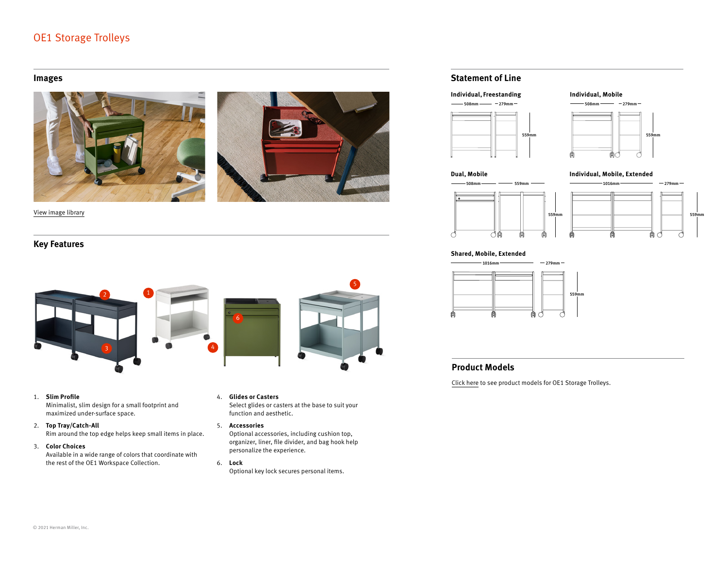# OE1 Storage Trolleys

## Images

View image library

## Key Features

1. **Slim Profile**
   Minimalist, slim design for a small footprint and maximized under-surface space.
2. **Top Tray/Catch-All**
   Rim around the top edge helps keep small items in place.
3. **Color Choices**
   Available in a wide range of colors that coordinate with the rest of the OE1 Workspace Collection.
4. **Glides or Casters**
   Select glides or casters at the base to suit your function and aesthetic.
5. **Accessories**
   Optional accessories, including cushion top, organizer, liner, file divider, and bag hook help personalize the experience.
6. **Lock**
   Optional key lock secures personal items.

## Statement of Line

**Individual, Freestanding**

508mm
279mm
559mm

**Individual, Mobile**

508mm
279mm
559mm

**Dual, Mobile**

508mm
559mm
559mm

**Individual, Mobile, Extended**

1016mm
279mm
559mm

**Shared, Mobile, Extended**

1016mm
279mm
559mm

## Product Models

Click here to see product models for OE1 Storage Trolleys.

© 2021 Herman Miller, Inc.